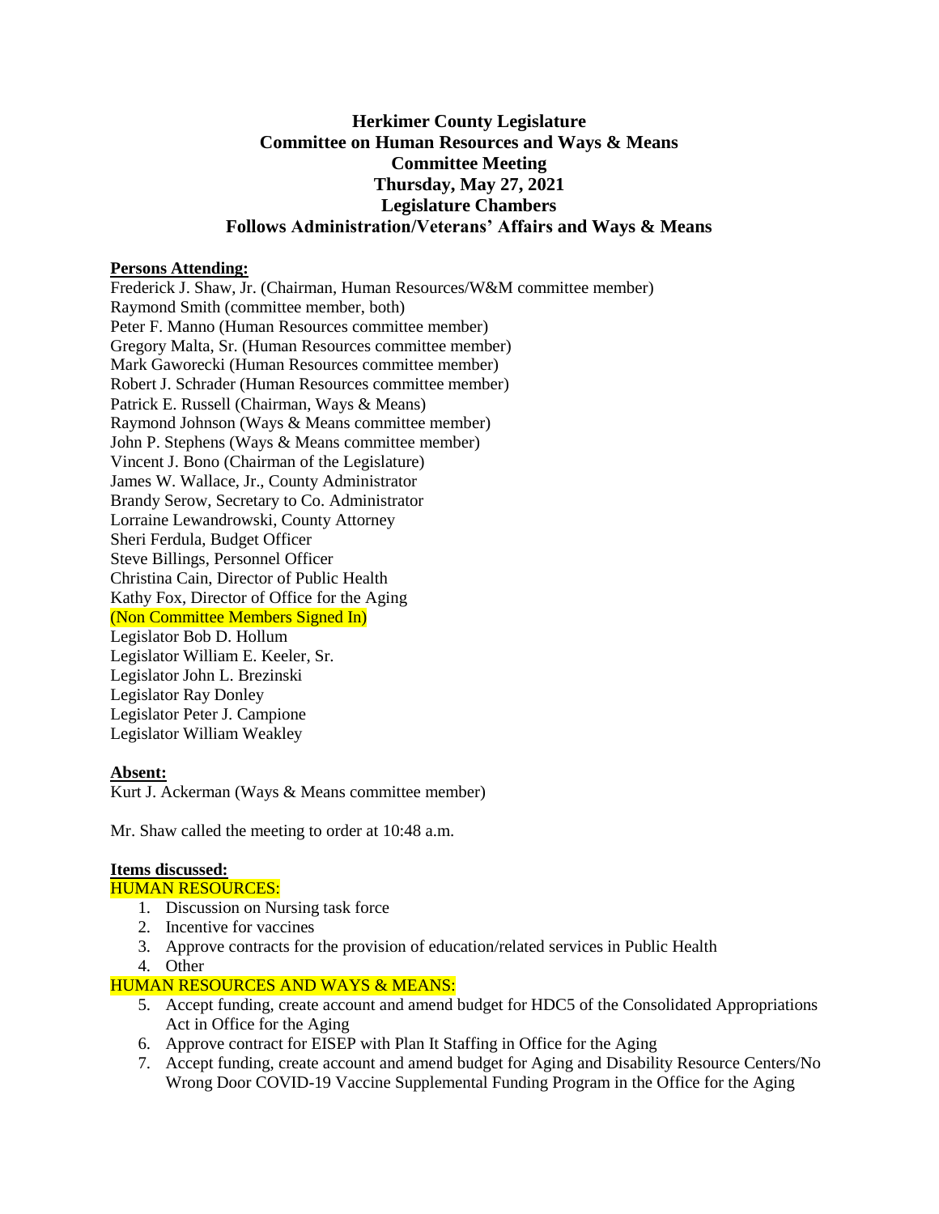# Herkimer County Legislature
## Committee on Human Resources and Ways & Means
## Committee Meeting
## Thursday, May 27, 2021
## Legislature Chambers
## Follows Administration/Veterans' Affairs and Ways & Means

**Persons Attending:**

Frederick J. Shaw, Jr. (Chairman, Human Resources/W&M committee member)
Raymond Smith (committee member, both)
Peter F. Manno (Human Resources committee member)
Gregory Malta, Sr. (Human Resources committee member)
Mark Gaworecki (Human Resources committee member)
Robert J. Schrader (Human Resources committee member)
Patrick E. Russell (Chairman, Ways & Means)
Raymond Johnson (Ways & Means committee member)
John P. Stephens (Ways & Means committee member)
Vincent J. Bono (Chairman of the Legislature)
James W. Wallace, Jr., County Administrator
Brandy Serow, Secretary to Co. Administrator
Lorraine Lewandrowski, County Attorney
Sheri Ferdula, Budget Officer
Steve Billings, Personnel Officer
Christina Cain, Director of Public Health
Kathy Fox, Director of Office for the Aging
(Non Committee Members Signed In)
Legislator Bob D. Hollum
Legislator William E. Keeler, Sr.
Legislator John L. Brezinski
Legislator Ray Donley
Legislator Peter J. Campione
Legislator William Weakley

**Absent:**

Kurt J. Ackerman (Ways & Means committee member)

Mr. Shaw called the meeting to order at 10:48 a.m.

**Items discussed:**

HUMAN RESOURCES:

1. Discussion on Nursing task force
2. Incentive for vaccines
3. Approve contracts for the provision of education/related services in Public Health
4. Other

HUMAN RESOURCES AND WAYS & MEANS:

5. Accept funding, create account and amend budget for HDC5 of the Consolidated Appropriations Act in Office for the Aging
6. Approve contract for EISEP with Plan It Staffing in Office for the Aging
7. Accept funding, create account and amend budget for Aging and Disability Resource Centers/No Wrong Door COVID-19 Vaccine Supplemental Funding Program in the Office for the Aging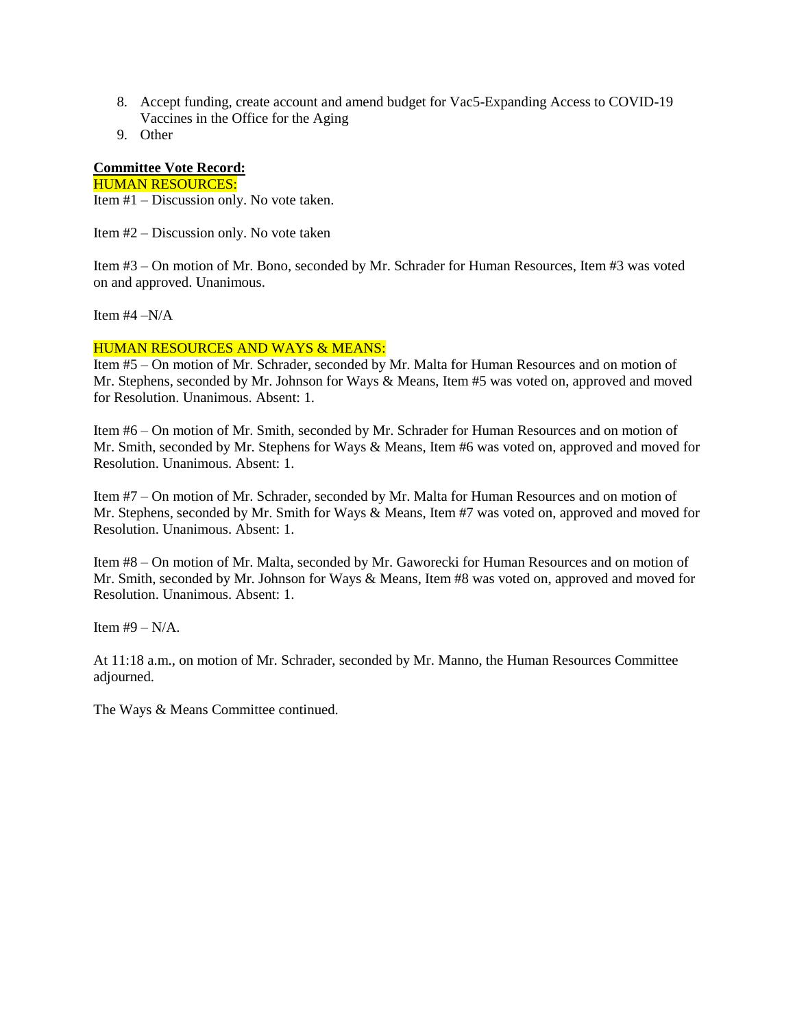8. Accept funding, create account and amend budget for Vac5-Expanding Access to COVID-19 Vaccines in the Office for the Aging
9. Other

**Committee Vote Record:**

HUMAN RESOURCES:

Item #1 – Discussion only. No vote taken.

Item #2 – Discussion only. No vote taken

Item #3 – On motion of Mr. Bono, seconded by Mr. Schrader for Human Resources, Item #3 was voted on and approved. Unanimous.

Item #4 –N/A

HUMAN RESOURCES AND WAYS & MEANS:

Item #5 – On motion of Mr. Schrader, seconded by Mr. Malta for Human Resources and on motion of Mr. Stephens, seconded by Mr. Johnson for Ways & Means, Item #5 was voted on, approved and moved for Resolution. Unanimous. Absent: 1.

Item #6 – On motion of Mr. Smith, seconded by Mr. Schrader for Human Resources and on motion of Mr. Smith, seconded by Mr. Stephens for Ways & Means, Item #6 was voted on, approved and moved for Resolution. Unanimous. Absent: 1.

Item #7 – On motion of Mr. Schrader, seconded by Mr. Malta for Human Resources and on motion of Mr. Stephens, seconded by Mr. Smith for Ways & Means, Item #7 was voted on, approved and moved for Resolution. Unanimous. Absent: 1.

Item #8 – On motion of Mr. Malta, seconded by Mr. Gaworecki for Human Resources and on motion of Mr. Smith, seconded by Mr. Johnson for Ways & Means, Item #8 was voted on, approved and moved for Resolution. Unanimous. Absent: 1.

Item #9 – N/A.

At 11:18 a.m., on motion of Mr. Schrader, seconded by Mr. Manno, the Human Resources Committee adjourned.

The Ways & Means Committee continued.